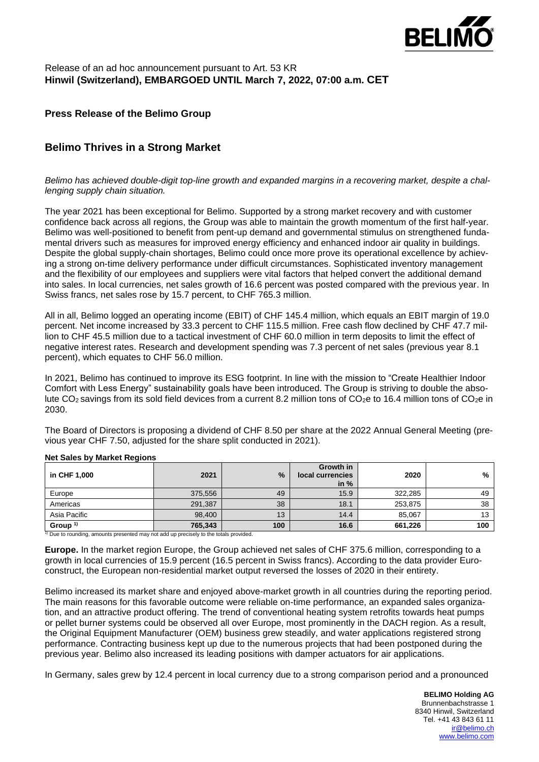Release of an ad hoc announcement pursuant to Art. 53 KR
**Hinwil (Switzerland), EMBARGOED UNTIL March 7, 2022, 07:00 a.m. CET**

## Press Release of the Belimo Group

# Belimo Thrives in a Strong Market

*Belimo has achieved double-digit top-line growth and expanded margins in a recovering market, despite a challenging supply chain situation.*

The year 2021 has been exceptional for Belimo. Supported by a strong market recovery and with customer confidence back across all regions, the Group was able to maintain the growth momentum of the first half-year. Belimo was well-positioned to benefit from pent-up demand and governmental stimulus on strengthened fundamental drivers such as measures for improved energy efficiency and enhanced indoor air quality in buildings. Despite the global supply-chain shortages, Belimo could once more prove its operational excellence by achieving a strong on-time delivery performance under difficult circumstances. Sophisticated inventory management and the flexibility of our employees and suppliers were vital factors that helped convert the additional demand into sales. In local currencies, net sales growth of 16.6 percent was posted compared with the previous year. In Swiss francs, net sales rose by 15.7 percent, to CHF 765.3 million.

All in all, Belimo logged an operating income (EBIT) of CHF 145.4 million, which equals an EBIT margin of 19.0 percent. Net income increased by 33.3 percent to CHF 115.5 million. Free cash flow declined by CHF 47.7 million to CHF 45.5 million due to a tactical investment of CHF 60.0 million in term deposits to limit the effect of negative interest rates. Research and development spending was 7.3 percent of net sales (previous year 8.1 percent), which equates to CHF 56.0 million.

In 2021, Belimo has continued to improve its ESG footprint. In line with the mission to "Create Healthier Indoor Comfort with Less Energy" sustainability goals have been introduced. The Group is striving to double the absolute $CO_2$ savings from its sold field devices from a current 8.2 million tons of $CO_2e$ to 16.4 million tons of $CO_2e$ in 2030.

The Board of Directors is proposing a dividend of CHF 8.50 per share at the 2022 Annual General Meeting (previous year CHF 7.50, adjusted for the share split conducted in 2021).

**Net Sales by Market Regions**

| in CHF 1,000 | 2021 | % | Growth in local currencies in % | 2020 | % |
|---|---|---|---|---|---|
| Europe | 375,556 | 49 | 15.9 | 322,285 | 49 |
| Americas | 291,387 | 38 | 18.1 | 253,875 | 38 |
| Asia Pacific | 98,400 | 13 | 14.4 | 85,067 | 13 |
| **Group [1]** | **765,343** | **100** | **16.6** | **661,226** | **100** |

[1] Due to rounding, amounts presented may not add up precisely to the totals provided.

**Europe.** In the market region Europe, the Group achieved net sales of CHF 375.6 million, corresponding to a growth in local currencies of 15.9 percent (16.5 percent in Swiss francs). According to the data provider Euroconstruct, the European non-residential market output reversed the losses of 2020 in their entirety.

Belimo increased its market share and enjoyed above-market growth in all countries during the reporting period. The main reasons for this favorable outcome were reliable on-time performance, an expanded sales organization, and an attractive product offering. The trend of conventional heating system retrofits towards heat pumps or pellet burner systems could be observed all over Europe, most prominently in the DACH region. As a result, the Original Equipment Manufacturer (OEM) business grew steadily, and water applications registered strong performance. Contracting business kept up due to the numerous projects that had been postponed during the previous year. Belimo also increased its leading positions with damper actuators for air applications.

In Germany, sales grew by 12.4 percent in local currency due to a strong comparison period and a pronounced

**BELIMO Holding AG**
Brunnenbachstrasse 1
8340 Hinwil, Switzerland
Tel. +41 43 843 61 11
ir@belimo.ch
www.belimo.com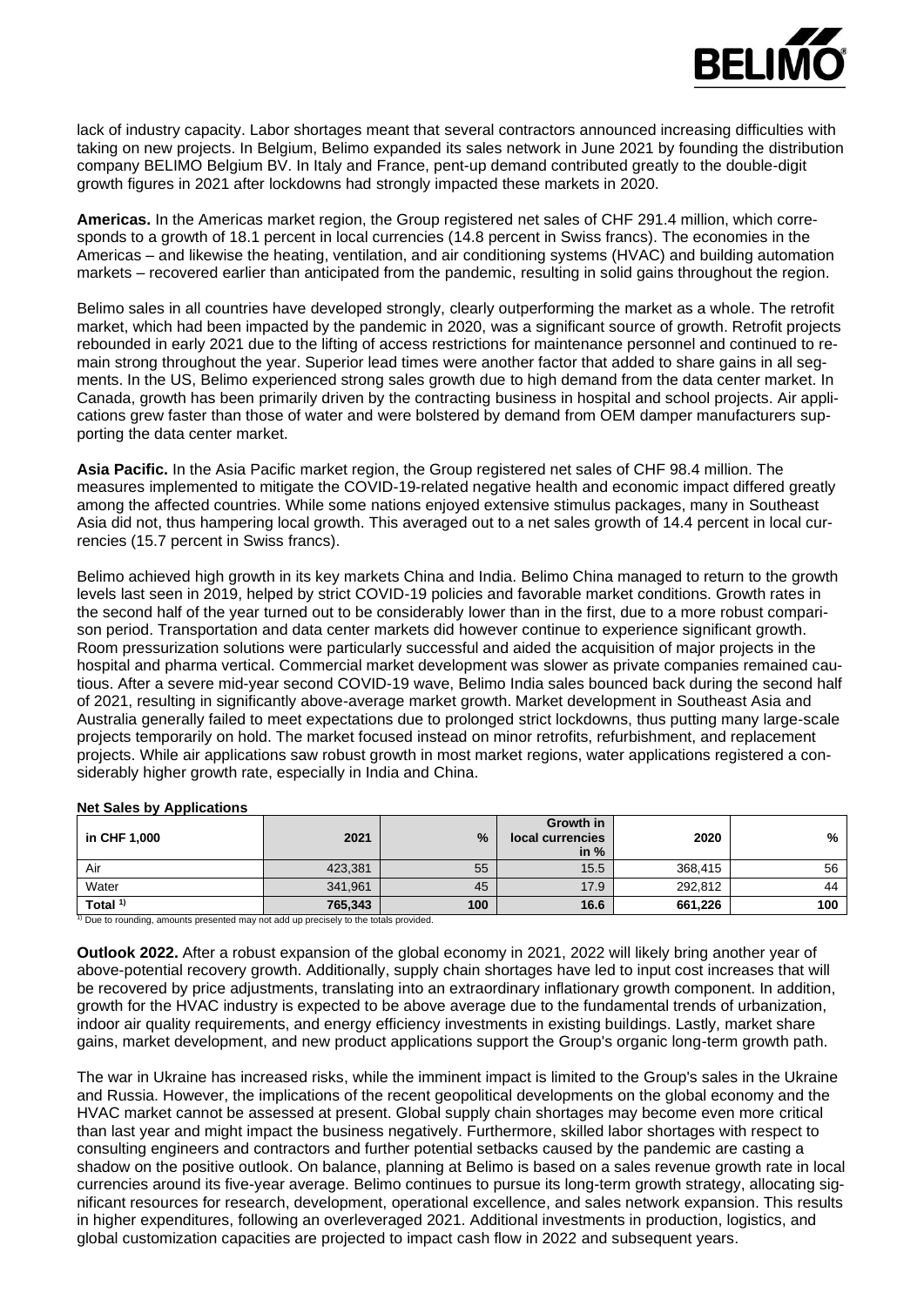lack of industry capacity. Labor shortages meant that several contractors announced increasing difficulties with taking on new projects. In Belgium, Belimo expanded its sales network in June 2021 by founding the distribution company BELIMO Belgium BV. In Italy and France, pent-up demand contributed greatly to the double-digit growth figures in 2021 after lockdowns had strongly impacted these markets in 2020.

**Americas.** In the Americas market region, the Group registered net sales of CHF 291.4 million, which corresponds to a growth of 18.1 percent in local currencies (14.8 percent in Swiss francs). The economies in the Americas – and likewise the heating, ventilation, and air conditioning systems (HVAC) and building automation markets – recovered earlier than anticipated from the pandemic, resulting in solid gains throughout the region.

Belimo sales in all countries have developed strongly, clearly outperforming the market as a whole. The retrofit market, which had been impacted by the pandemic in 2020, was a significant source of growth. Retrofit projects rebounded in early 2021 due to the lifting of access restrictions for maintenance personnel and continued to remain strong throughout the year. Superior lead times were another factor that added to share gains in all segments. In the US, Belimo experienced strong sales growth due to high demand from the data center market. In Canada, growth has been primarily driven by the contracting business in hospital and school projects. Air applications grew faster than those of water and were bolstered by demand from OEM damper manufacturers supporting the data center market.

**Asia Pacific.** In the Asia Pacific market region, the Group registered net sales of CHF 98.4 million. The measures implemented to mitigate the COVID-19-related negative health and economic impact differed greatly among the affected countries. While some nations enjoyed extensive stimulus packages, many in Southeast Asia did not, thus hampering local growth. This averaged out to a net sales growth of 14.4 percent in local currencies (15.7 percent in Swiss francs).

Belimo achieved high growth in its key markets China and India. Belimo China managed to return to the growth levels last seen in 2019, helped by strict COVID-19 policies and favorable market conditions. Growth rates in the second half of the year turned out to be considerably lower than in the first, due to a more robust comparison period. Transportation and data center markets did however continue to experience significant growth. Room pressurization solutions were particularly successful and aided the acquisition of major projects in the hospital and pharma vertical. Commercial market development was slower as private companies remained cautious. After a severe mid-year second COVID-19 wave, Belimo India sales bounced back during the second half of 2021, resulting in significantly above-average market growth. Market development in Southeast Asia and Australia generally failed to meet expectations due to prolonged strict lockdowns, thus putting many large-scale projects temporarily on hold. The market focused instead on minor retrofits, refurbishment, and replacement projects. While air applications saw robust growth in most market regions, water applications registered a considerably higher growth rate, especially in India and China.

**Net Sales by Applications**

| in CHF 1,000 | 2021 | % | Growth in local currencies in % | 2020 | % |
|---|---|---|---|---|---|
| Air | 423,381 | 55 | 15.5 | 368,415 | 56 |
| Water | 341,961 | 45 | 17.9 | 292,812 | 44 |
| **Total [1)]** | **765,343** | **100** | **16.6** | **661,226** | **100** |

[1)] Due to rounding, amounts presented may not add up precisely to the totals provided.

**Outlook 2022.** After a robust expansion of the global economy in 2021, 2022 will likely bring another year of above-potential recovery growth. Additionally, supply chain shortages have led to input cost increases that will be recovered by price adjustments, translating into an extraordinary inflationary growth component. In addition, growth for the HVAC industry is expected to be above average due to the fundamental trends of urbanization, indoor air quality requirements, and energy efficiency investments in existing buildings. Lastly, market share gains, market development, and new product applications support the Group's organic long-term growth path.

The war in Ukraine has increased risks, while the imminent impact is limited to the Group's sales in the Ukraine and Russia. However, the implications of the recent geopolitical developments on the global economy and the HVAC market cannot be assessed at present. Global supply chain shortages may become even more critical than last year and might impact the business negatively. Furthermore, skilled labor shortages with respect to consulting engineers and contractors and further potential setbacks caused by the pandemic are casting a shadow on the positive outlook. On balance, planning at Belimo is based on a sales revenue growth rate in local currencies around its five-year average. Belimo continues to pursue its long-term growth strategy, allocating significant resources for research, development, operational excellence, and sales network expansion. This results in higher expenditures, following an overleveraged 2021. Additional investments in production, logistics, and global customization capacities are projected to impact cash flow in 2022 and subsequent years.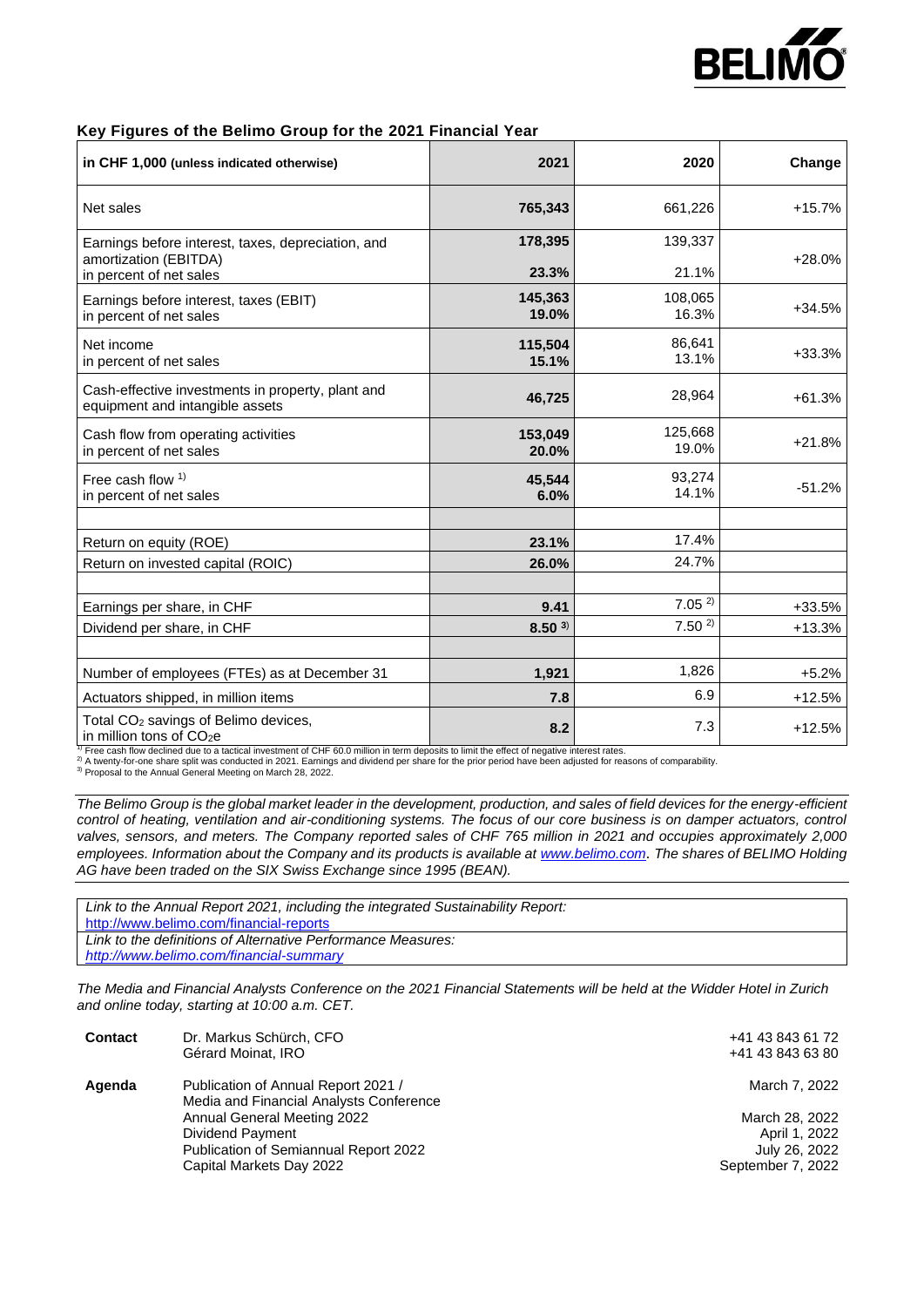## Key Figures of the Belimo Group for the 2021 Financial Year

| in CHF 1,000 (unless indicated otherwise) | 2021 | 2020 | Change |
|---|---|---|---|
| Net sales | **765,343** | 661,226 | +15.7% |
| Earnings before interest, taxes, depreciation, and amortization (EBITDA)<br>in percent of net sales | **178,395**<br>**23.3%** | 139,337<br>21.1% | +28.0% |
| Earnings before interest, taxes (EBIT)<br>in percent of net sales | **145,363**<br>**19.0%** | 108,065<br>16.3% | +34.5% |
| Net income<br>in percent of net sales | **115,504**<br>**15.1%** | 86,641<br>13.1% | +33.3% |
| Cash-effective investments in property, plant and equipment and intangible assets | **46,725** | 28,964 | +61.3% |
| Cash flow from operating activities<br>in percent of net sales | **153,049**<br>**20.0%** | 125,668<br>19.0% | +21.8% |
| Free cash flow [1)]<br>in percent of net sales | **45,544**<br>**6.0%** | 93,274<br>14.1% | -51.2% |
| | | | |
| Return on equity (ROE) | **23.1%** | 17.4% | |
| Return on invested capital (ROIC) | **26.0%** | 24.7% | |
| | | | |
| Earnings per share, in CHF | **9.41** | 7.05 [2)] | +33.5% |
| Dividend per share, in CHF | **8.50** [3)] | 7.50 [2)] | +13.3% |
| | | | |
| Number of employees (FTEs) as at December 31 | **1,921** | 1,826 | +5.2% |
| Actuators shipped, in million items | **7.8** | 6.9 | +12.5% |
| Total $CO_2$ savings of Belimo devices, in million tons of $CO_2e$ | **8.2** | 7.3 | +12.5% |

[1)] Free cash flow declined due to a tactical investment of CHF 60.0 million in term deposits to limit the effect of negative interest rates.
[2)] A twenty-for-one share split was conducted in 2021. Earnings and dividend per share for the prior period have been adjusted for reasons of comparability.
[3)] Proposal to the Annual General Meeting on March 28, 2022.

*The Belimo Group is the global market leader in the development, production, and sales of field devices for the energy-efficient control of heating, ventilation and air-conditioning systems. The focus of our core business is on damper actuators, control valves, sensors, and meters. The Company reported sales of CHF 765 million in 2021 and occupies approximately 2,000 employees. Information about the Company and its products is available at [www.belimo.com](http://www.belimo.com). The shares of BELIMO Holding AG have been traded on the SIX Swiss Exchange since 1995 (BEAN).*

*Link to the Annual Report 2021, including the integrated Sustainability Report:*
http://www.belimo.com/financial-reports
*Link to the definitions of Alternative Performance Measures:*
*http://www.belimo.com/financial-summary*

*The Media and Financial Analysts Conference on the 2021 Financial Statements will be held at the Widder Hotel in Zurich and online today, starting at 10:00 a.m. CET.*

| | | |
|---|---|---|
| **Contact** | Dr. Markus Schürch, CFO<br>Gérard Moinat, IRO | +41 43 843 61 72<br>+41 43 843 63 80 |
| **Agenda** | Publication of Annual Report 2021 / Media and Financial Analysts Conference | March 7, 2022 |
| | Annual General Meeting 2022 | March 28, 2022 |
| | Dividend Payment | April 1, 2022 |
| | Publication of Semiannual Report 2022 | July 26, 2022 |
| | Capital Markets Day 2022 | September 7, 2022 |